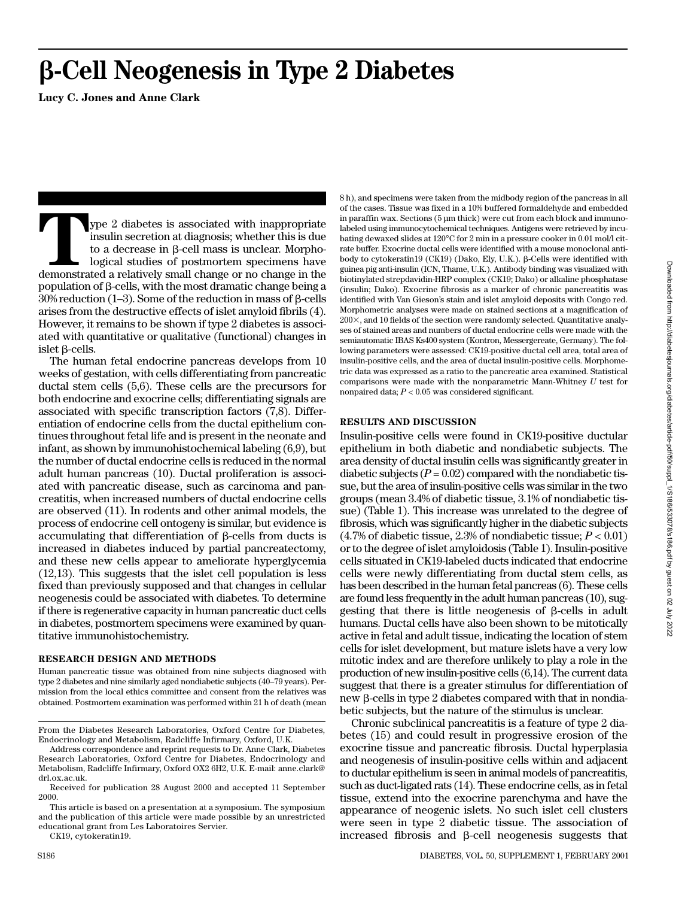# β-Cell Neogenesis in Type 2 Diabetes

**Lucy C. Jones and Anne Clark**

Type 2 diabetes is associated with inappropriate insulin secretion at diagnosis; whether this is due to a decrease in β-cell mass is unclear. Morphological studies of postmortem specimens have demonstrated a relatively small change or no change in the population of β-cells, with the most dramatic change being a 30% reduction (1–3). Some of the reduction in mass of β-cells arises from the destructive effects of islet amyloid fibrils (4). However, it remains to be shown if type 2 diabetes is associated with quantitative or qualitative (functional) changes in islet β-cells.

The human fetal endocrine pancreas develops from 10 weeks of gestation, with cells differentiating from pancreatic ductal stem cells (5,6). These cells are the precursors for both endocrine and exocrine cells; differentiating signals are associated with specific transcription factors (7,8). Differentiation of endocrine cells from the ductal epithelium continues throughout fetal life and is present in the neonate and infant, as shown by immunohistochemical labeling (6,9), but the number of ductal endocrine cells is reduced in the normal adult human pancreas (10). Ductal proliferation is associated with pancreatic disease, such as carcinoma and pancreatitis, when increased numbers of ductal endocrine cells are observed (11). In rodents and other animal models, the process of endocrine cell ontogeny is similar, but evidence is accumulating that differentiation of β-cells from ducts is increased in diabetes induced by partial pancreatectomy, and these new cells appear to ameliorate hyperglycemia (12,13). This suggests that the islet cell population is less fixed than previously supposed and that changes in cellular neogenesis could be associated with diabetes. To determine if there is regenerative capacity in human pancreatic duct cells in diabetes, postmortem specimens were examined by quantitative immunohistochemistry.

## RESEARCH DESIGN AND METHODS

Human pancreatic tissue was obtained from nine subjects diagnosed with type 2 diabetes and nine similarly aged nondiabetic subjects (40–79 years). Permission from the local ethics committee and consent from the relatives was obtained. Postmortem examination was performed within 21 h of death (mean 8 h), and specimens were taken from the midbody region of the pancreas in all of the cases. Tissue was fixed in a 10% buffered formaldehyde and embedded in paraffin wax. Sections (5 µm thick) were cut from each block and immunolabeled using immunocytochemical techniques. Antigens were retrieved by incubating dewaxed slides at 120°C for 2 min in a pressure cooker in 0.01 mol/l citrate buffer. Exocrine ductal cells were identified with a mouse monoclonal antibody to cytokeratin19 (CK19) (Dako, Ely, U.K.). β-Cells were identified with guinea pig anti-insulin (ICN, Thame, U.K.). Antibody binding was visualized with biotinylated strepdavidin-HRP complex (CK19; Dako) or alkaline phosphatase (insulin; Dako). Exocrine fibrosis as a marker of chronic pancreatitis was identified with Van Gieson's stain and islet amyloid deposits with Congo red. Morphometric analyses were made on stained sections at a magnification of 200×, and 10 fields of the section were randomly selected. Quantitative analyses of stained areas and numbers of ductal endocrine cells were made with the semiautomatic IBAS Ks400 system (Kontron, Messergereate, Germany). The following parameters were assessed: CK19-positive ductal cell area, total area of insulin-positive cells, and the area of ductal insulin-positive cells. Morphometric data was expressed as a ratio to the pancreatic area examined. Statistical comparisons were made with the nonparametric Mann-Whitney *U* test for nonpaired data; $P < 0.05$ was considered significant.

## RESULTS AND DISCUSSION

Insulin-positive cells were found in CK19-positive ductular epithelium in both diabetic and nondiabetic subjects. The area density of ductal insulin cells was significantly greater in diabetic subjects ($P = 0.02$) compared with the nondiabetic tissue, but the area of insulin-positive cells was similar in the two groups (mean 3.4% of diabetic tissue, 3.1% of nondiabetic tissue) (Table 1). This increase was unrelated to the degree of fibrosis, which was significantly higher in the diabetic subjects (4.7% of diabetic tissue, 2.3% of nondiabetic tissue; $P < 0.01$) or to the degree of islet amyloidosis (Table 1). Insulin-positive cells situated in CK19-labeled ducts indicated that endocrine cells were newly differentiating from ductal stem cells, as has been described in the human fetal pancreas (6). These cells are found less frequently in the adult human pancreas (10), suggesting that there is little neogenesis of β-cells in adult humans. Ductal cells have also been shown to be mitotically active in fetal and adult tissue, indicating the location of stem cells for islet development, but mature islets have a very low mitotic index and are therefore unlikely to play a role in the production of new insulin-positive cells (6,14). The current data suggest that there is a greater stimulus for differentiation of new β-cells in type 2 diabetes compared with that in nondiabetic subjects, but the nature of the stimulus is unclear.

Chronic subclinical pancreatitis is a feature of type 2 diabetes (15) and could result in progressive erosion of the exocrine tissue and pancreatic fibrosis. Ductal hyperplasia and neogenesis of insulin-positive cells within and adjacent to ductular epithelium is seen in animal models of pancreatitis, such as duct-ligated rats (14). These endocrine cells, as in fetal tissue, extend into the exocrine parenchyma and have the appearance of neogenic islets. No such islet cell clusters were seen in type 2 diabetic tissue. The association of increased fibrosis and β-cell neogenesis suggests that

From the Diabetes Research Laboratories, Oxford Centre for Diabetes, Endocrinology and Metabolism, Radcliffe Infirmary, Oxford, U.K.

Address correspondence and reprint requests to Dr. Anne Clark, Diabetes Research Laboratories, Oxford Centre for Diabetes, Endocrinology and Metabolism, Radcliffe Infirmary, Oxford OX2 6H2, U.K. E-mail: anne.clark@drl.ox.ac.uk.

Received for publication 28 August 2000 and accepted 11 September 2000.

This article is based on a presentation at a symposium. The symposium and the publication of this article were made possible by an unrestricted educational grant from Les Laboratoires Servier.

CK19, cytokeratin19.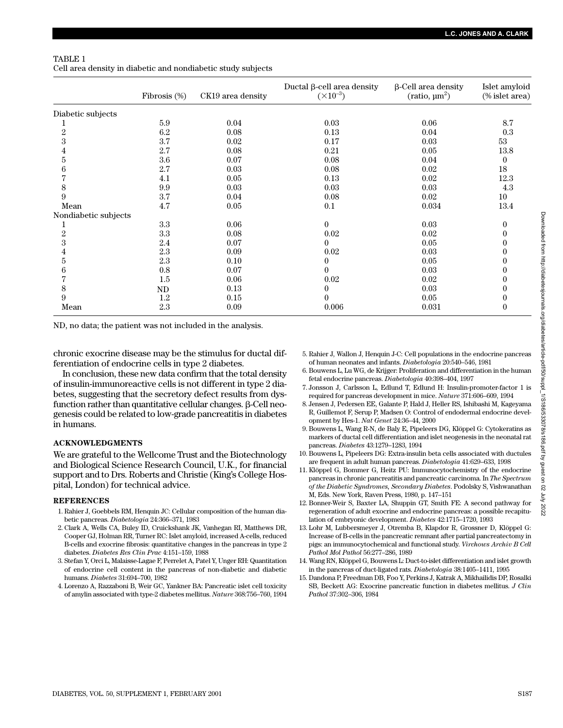TABLE 1
Cell area density in diabetic and nondiabetic study subjects

| | Fibrosis (%) | CK19 area density | Ductal β-cell area density ($\times 10^{-3}$) | β-Cell area density (ratio, $\mu m^2$) | Islet amyloid (% islet area) |
|---|---|---|---|---|---|
| Diabetic subjects | | | | | |
| 1 | 5.9 | 0.04 | 0.03 | 0.06 | 8.7 |
| 2 | 6.2 | 0.08 | 0.13 | 0.04 | 0.3 |
| 3 | 3.7 | 0.02 | 0.17 | 0.03 | 53 |
| 4 | 2.7 | 0.08 | 0.21 | 0.05 | 13.8 |
| 5 | 3.6 | 0.07 | 0.08 | 0.04 | 0 |
| 6 | 2.7 | 0.03 | 0.08 | 0.02 | 18 |
| 7 | 4.1 | 0.05 | 0.13 | 0.02 | 12.3 |
| 8 | 9.9 | 0.03 | 0.03 | 0.03 | 4.3 |
| 9 | 3.7 | 0.04 | 0.08 | 0.02 | 10 |
| Mean | 4.7 | 0.05 | 0.1 | 0.034 | 13.4 |
| Nondiabetic subjects | | | | | |
| 1 | 3.3 | 0.06 | 0 | 0.03 | 0 |
| 2 | 3.3 | 0.08 | 0.02 | 0.02 | 0 |
| 3 | 2.4 | 0.07 | 0 | 0.05 | 0 |
| 4 | 2.3 | 0.09 | 0.02 | 0.03 | 0 |
| 5 | 2.3 | 0.10 | 0 | 0.05 | 0 |
| 6 | 0.8 | 0.07 | 0 | 0.03 | 0 |
| 7 | 1.5 | 0.06 | 0.02 | 0.02 | 0 |
| 8 | ND | 0.13 | 0 | 0.03 | 0 |
| 9 | 1.2 | 0.15 | 0 | 0.05 | 0 |
| Mean | 2.3 | 0.09 | 0.006 | 0.031 | 0 |

ND, no data; the patient was not included in the analysis.

chronic exocrine disease may be the stimulus for ductal differentiation of endocrine cells in type 2 diabetes.

In conclusion, these new data confirm that the total density of insulin-immunoreactive cells is not different in type 2 diabetes, suggesting that the secretory defect results from dysfunction rather than quantitative cellular changes. β-Cell neogenesis could be related to low-grade pancreatitis in diabetes in humans.

## ACKNOWLEDGMENTS

We are grateful to the Wellcome Trust and the Biotechnology and Biological Science Research Council, U.K., for financial support and to Drs. Roberts and Christie (King's College Hospital, London) for technical advice.

## REFERENCES

1. Rahier J, Goebbels RM, Henquin JC: Cellular composition of the human diabetic pancreas. *Diabetologia* 24:366–371, 1983
2. Clark A, Wells CA, Buley ID, Cruickshank JK, Vanhegan RI, Matthews DR, Cooper GJ, Holman RR, Turner RC: Islet amyloid, increased A-cells, reduced B-cells and exocrine fibrosis: quantitative changes in the pancreas in type 2 diabetes. *Diabetes Res Clin Prac* 4:151–159, 1988
3. Stefan Y, Orci L, Malaisse-Lagae F, Perrelet A, Patel Y, Unger RH: Quantitation of endocrine cell content in the pancreas of non-diabetic and diabetic humans. *Diabetes* 31:694–700, 1982
4. Lorenzo A, Razzaboni B, Weir GC, Yankner BA: Pancreatic islet cell toxicity of amylin associated with type-2 diabetes mellitus. *Nature* 368:756–760, 1994
5. Rahier J, Wallon J, Henquin J-C: Cell populations in the endocrine pancreas of human neonates and infants. *Diabetologia* 20:540–546, 1981
6. Bouwens L, Lu WG, de Krijger: Proliferation and differentiation in the human fetal endocrine pancreas. *Diabetologia* 40:398–404, 1997
7. Jonsson J, Carlsson L, Edlund T, Edlund H: Insulin-promoter-factor 1 is required for pancreas development in mice. *Nature* 371:606–609, 1994
8. Jensen J, Pedersen EE, Galante P, Hald J, Heller RS, Ishibashi M, Kageyama R, Guillemot F, Serup P, Madsen O: Control of endodermal endocrine development by Hes-1. *Nat Genet* 24:36–44, 2000
9. Bouwens L, Wang R-N, de Baly E, Pipeleers DG, Klöppel G: Cytokeratins as markers of ductal cell differentiation and islet neogenesis in the neonatal rat pancreas. *Diabetes* 43:1279–1283, 1994
10. Bouwens L, Pipeleers DG: Extra-insulin beta cells associated with ductules are frequent in adult human pancreas. *Diabetologia* 41:629–633, 1998
11. Klöppel G, Bommer G, Heitz PU: Immunocytochemistry of the endocrine pancreas in chronic pancreatitis and pancreatic carcinoma. In *The Spectrum of the Diabetic Syndromes, Secondary Diabetes*. Podolsky S, Vishwanathan M, Eds. New York, Raven Press, 1980, p. 147–151
12. Bonner-Weir S, Baxter LA, Shuppin GT, Smith FE: A second pathway for regeneration of adult exocrine and endocrine pancreas: a possible recapitulation of embryonic development. *Diabetes* 42:1715–1720, 1993
13. Lohr M, Lubbersmeyer J, Otremba B, Klapdor R, Grossner D, Klöppel G: Increase of B-cells in the pancreatic remnant after partial pancreatectomy in pigs: an immunocytochemical and functional study. *Virchows Archiv B Cell Pathol Mol Pathol* 56:277–286, 1989
14. Wang RN, Klöppel G, Bouwens L: Duct-to-islet differentiation and islet growth in the pancreas of duct-ligated rats. *Diabetologia* 38:1405–1411, 1995
15. Dandona P, Freedman DB, Foo Y, Perkins J, Katrak A, Mikhailidis DP, Rosalki SB, Beckett AG: Exocrine pancreatic function in diabetes mellitus. *J Clin Pathol* 37:302–306, 1984